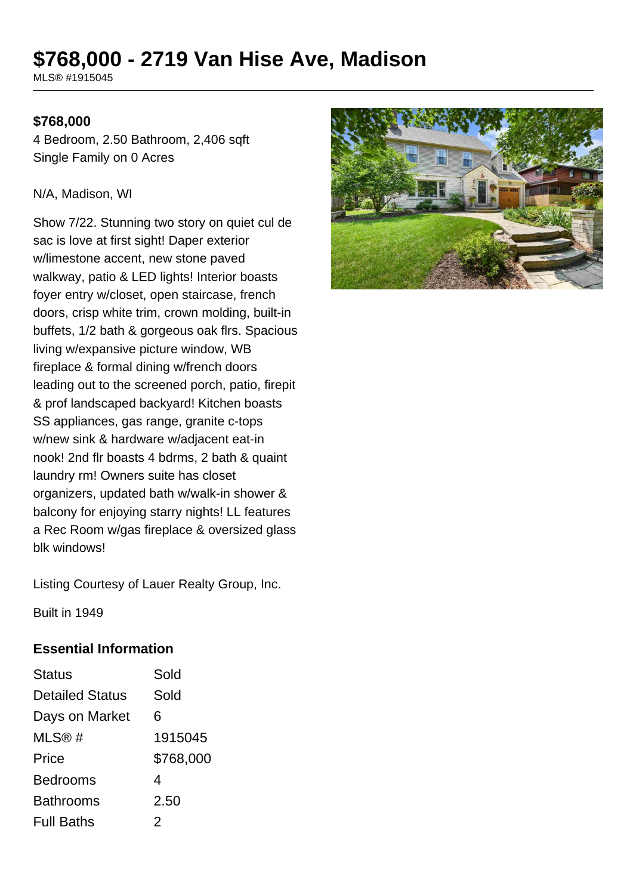# $768,000 - 2719 Van Hise Ave, Madison

MLS® #1915045

**$768,000**

4 Bedroom, 2.50 Bathroom, 2,406 sqft
Single Family on 0 Acres

N/A, Madison, WI

Show 7/22. Stunning two story on quiet cul de sac is love at first sight! Daper exterior w/limestone accent, new stone paved walkway, patio & LED lights! Interior boasts foyer entry w/closet, open staircase, french doors, crisp white trim, crown molding, built-in buffets, 1/2 bath & gorgeous oak flrs. Spacious living w/expansive picture window, WB fireplace & formal dining w/french doors leading out to the screened porch, patio, firepit & prof landscaped backyard! Kitchen boasts SS appliances, gas range, granite c-tops w/new sink & hardware w/adjacent eat-in nook! 2nd flr boasts 4 bdrms, 2 bath & quaint laundry rm! Owners suite has closet organizers, updated bath w/walk-in shower & balcony for enjoying starry nights! LL features a Rec Room w/gas fireplace & oversized glass blk windows!

Listing Courtesy of Lauer Realty Group, Inc.

Built in 1949

## Essential Information

| | |
|---|---|
| Status | Sold |
| Detailed Status | Sold |
| Days on Market | 6 |
| MLS® # | 1915045 |
| Price | $768,000 |
| Bedrooms | 4 |
| Bathrooms | 2.50 |
| Full Baths | 2 |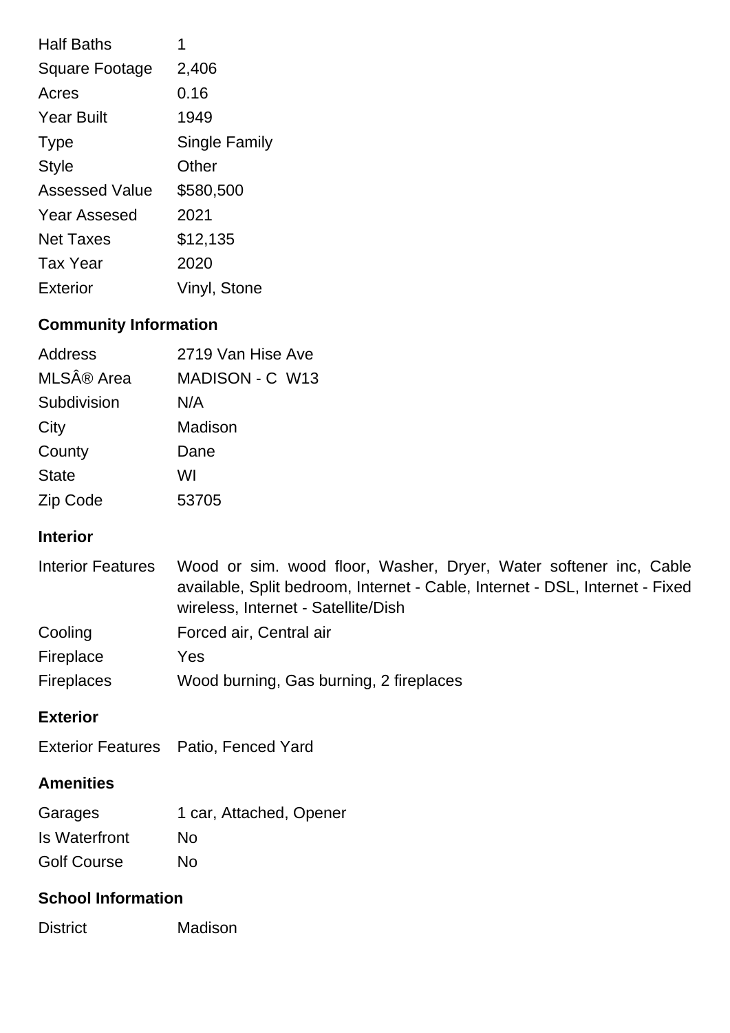| | |
|---|---|
| Half Baths | 1 |
| Square Footage | 2,406 |
| Acres | 0.16 |
| Year Built | 1949 |
| Type | Single Family |
| Style | Other |
| Assessed Value | $580,500 |
| Year Assesed | 2021 |
| Net Taxes | $12,135 |
| Tax Year | 2020 |
| Exterior | Vinyl, Stone |

### Community Information

| | |
|---|---|
| Address | 2719 Van Hise Ave |
| MLSÂ® Area | MADISON - C W13 |
| Subdivision | N/A |
| City | Madison |
| County | Dane |
| State | WI |
| Zip Code | 53705 |

### Interior

| | |
|---|---|
| Interior Features | Wood or sim. wood floor, Washer, Dryer, Water softener inc, Cable available, Split bedroom, Internet - Cable, Internet - DSL, Internet - Fixed wireless, Internet - Satellite/Dish |
| Cooling | Forced air, Central air |
| Fireplace | Yes |
| Fireplaces | Wood burning, Gas burning, 2 fireplaces |

### Exterior

| | |
|---|---|
| Exterior Features | Patio, Fenced Yard |

### Amenities

| | |
|---|---|
| Garages | 1 car, Attached, Opener |
| Is Waterfront | No |
| Golf Course | No |

### School Information

| | |
|---|---|
| District | Madison |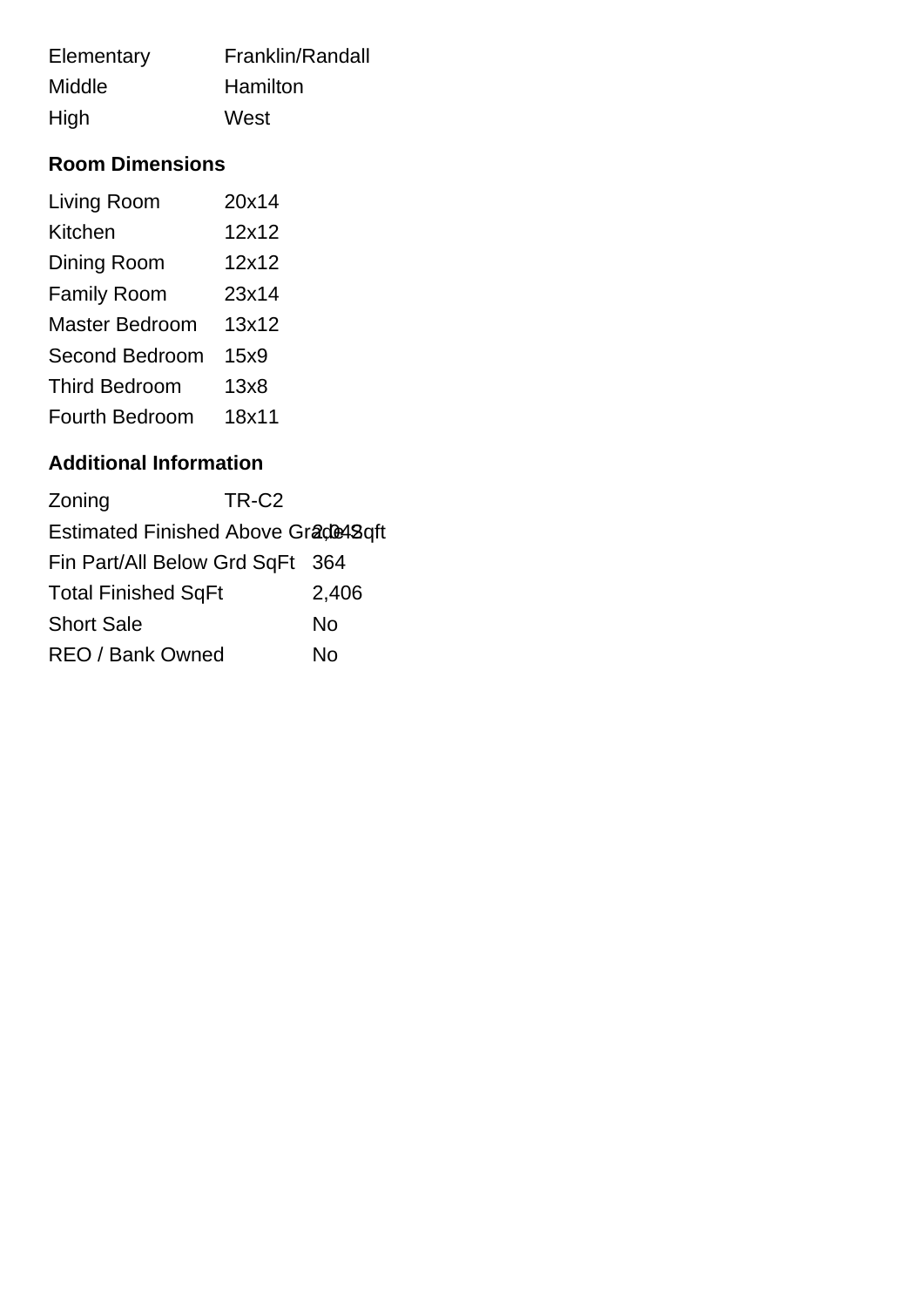| | |
|---|---|
| Elementary | Franklin/Randall |
| Middle | Hamilton |
| High | West |

## Room Dimensions

| | |
|---|---|
| Living Room | 20x14 |
| Kitchen | 12x12 |
| Dining Room | 12x12 |
| Family Room | 23x14 |
| Master Bedroom | 13x12 |
| Second Bedroom | 15x9 |
| Third Bedroom | 13x8 |
| Fourth Bedroom | 18x11 |

## Additional Information

| | |
|---|---|
| Zoning | TR-C2 |
| Estimated Finished Above Grade Sqft | 2,042 |
| Fin Part/All Below Grd SqFt | 364 |
| Total Finished SqFt | 2,406 |
| Short Sale | No |
| REO / Bank Owned | No |